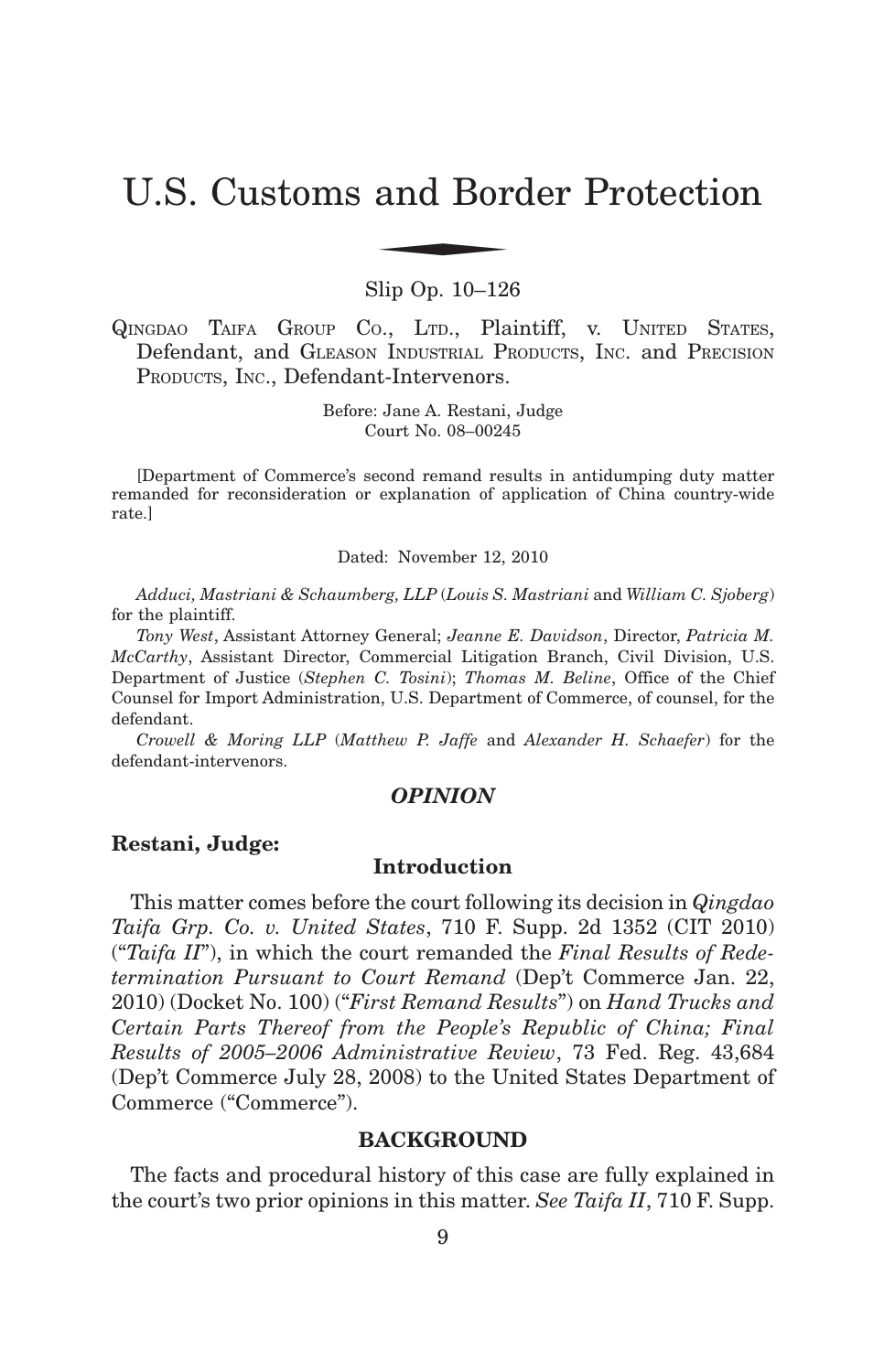# U.S. Customs and Border Protection

Slip Op. 10–126

QINGDAO TAIFA GROUP CO., LTD., Plaintiff, v. UNITED STATES, Defendant, and GLEASON INDUSTRIAL PRODUCTS, INC. and PRECISION PRODUCTS, INC., Defendant-Intervenors.

Before: Jane A. Restani, Judge
Court No. 08–00245

[Department of Commerce's second remand results in antidumping duty matter remanded for reconsideration or explanation of application of China country-wide rate.]

Dated: November 12, 2010

*Adduci, Mastriani & Schaumberg, LLP* (*Louis S. Mastriani* and *William C. Sjoberg*) for the plaintiff.

*Tony West*, Assistant Attorney General; *Jeanne E. Davidson*, Director, *Patricia M. McCarthy*, Assistant Director, Commercial Litigation Branch, Civil Division, U.S. Department of Justice (*Stephen C. Tosini*); *Thomas M. Beline*, Office of the Chief Counsel for Import Administration, U.S. Department of Commerce, of counsel, for the defendant.

*Crowell & Moring LLP* (*Matthew P. Jaffe* and *Alexander H. Schaefer*) for the defendant-intervenors.

## *OPINION*

**Restani, Judge:**

### Introduction

This matter comes before the court following its decision in *Qingdao Taifa Grp. Co. v. United States*, 710 F. Supp. 2d 1352 (CIT 2010) ("*Taifa II*"), in which the court remanded the *Final Results of Redetermination Pursuant to Court Remand* (Dep't Commerce Jan. 22, 2010) (Docket No. 100) ("*First Remand Results*") on *Hand Trucks and Certain Parts Thereof from the People's Republic of China; Final Results of 2005–2006 Administrative Review*, 73 Fed. Reg. 43,684 (Dep't Commerce July 28, 2008) to the United States Department of Commerce ("Commerce").

### BACKGROUND

The facts and procedural history of this case are fully explained in the court's two prior opinions in this matter. *See Taifa II*, 710 F. Supp.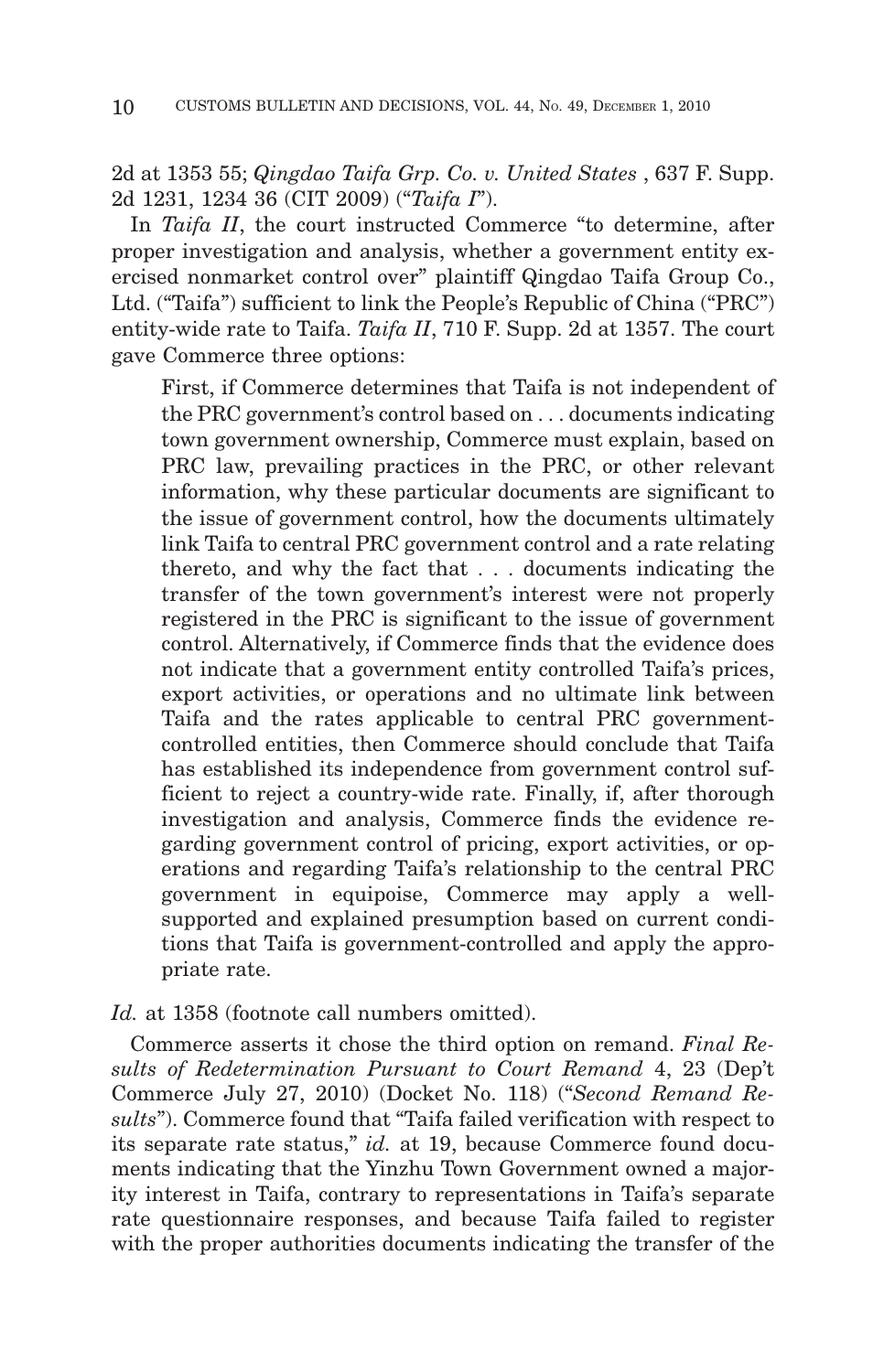2d at 1353 55; *Qingdao Taifa Grp. Co. v. United States* , 637 F. Supp. 2d 1231, 1234 36 (CIT 2009) ("*Taifa I*").

In *Taifa II*, the court instructed Commerce "to determine, after proper investigation and analysis, whether a government entity exercised nonmarket control over" plaintiff Qingdao Taifa Group Co., Ltd. ("Taifa") sufficient to link the People's Republic of China ("PRC") entity-wide rate to Taifa. *Taifa II*, 710 F. Supp. 2d at 1357. The court gave Commerce three options:

> First, if Commerce determines that Taifa is not independent of the PRC government's control based on . . . documents indicating town government ownership, Commerce must explain, based on PRC law, prevailing practices in the PRC, or other relevant information, why these particular documents are significant to the issue of government control, how the documents ultimately link Taifa to central PRC government control and a rate relating thereto, and why the fact that . . . documents indicating the transfer of the town government's interest were not properly registered in the PRC is significant to the issue of government control. Alternatively, if Commerce finds that the evidence does not indicate that a government entity controlled Taifa's prices, export activities, or operations and no ultimate link between Taifa and the rates applicable to central PRC government-controlled entities, then Commerce should conclude that Taifa has established its independence from government control sufficient to reject a country-wide rate. Finally, if, after thorough investigation and analysis, Commerce finds the evidence regarding government control of pricing, export activities, or operations and regarding Taifa's relationship to the central PRC government in equipoise, Commerce may apply a well-supported and explained presumption based on current conditions that Taifa is government-controlled and apply the appropriate rate.

*Id.* at 1358 (footnote call numbers omitted).

Commerce asserts it chose the third option on remand. *Final Results of Redetermination Pursuant to Court Remand* 4, 23 (Dep't Commerce July 27, 2010) (Docket No. 118) ("*Second Remand Results*"). Commerce found that "Taifa failed verification with respect to its separate rate status," *id.* at 19, because Commerce found documents indicating that the Yinzhu Town Government owned a majority interest in Taifa, contrary to representations in Taifa's separate rate questionnaire responses, and because Taifa failed to register with the proper authorities documents indicating the transfer of the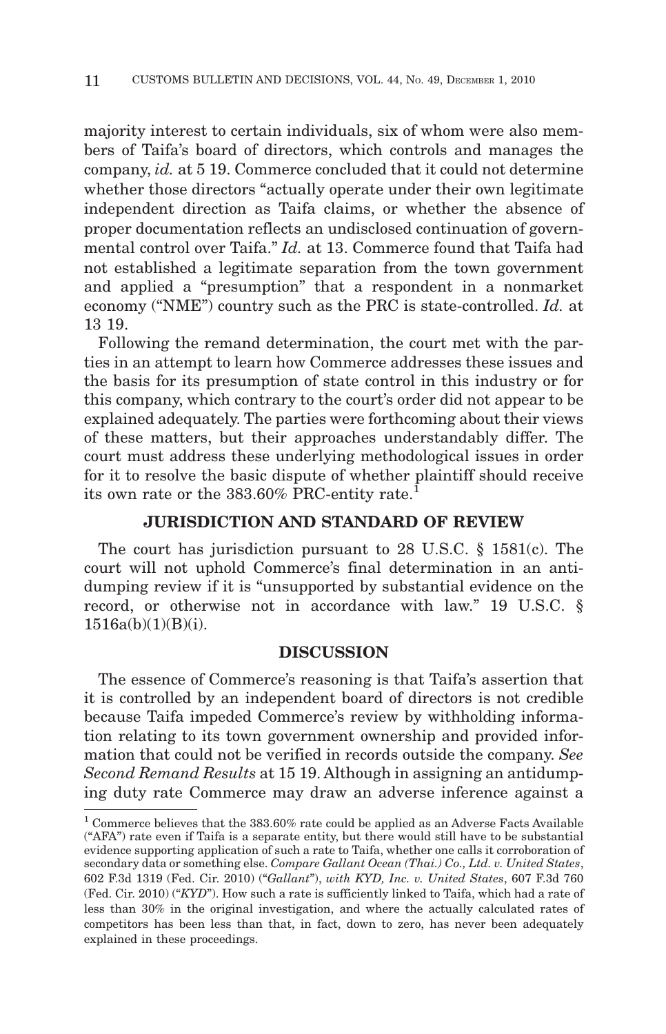majority interest to certain individuals, six of whom were also members of Taifa's board of directors, which controls and manages the company, *id.* at 5 19. Commerce concluded that it could not determine whether those directors "actually operate under their own legitimate independent direction as Taifa claims, or whether the absence of proper documentation reflects an undisclosed continuation of governmental control over Taifa." *Id.* at 13. Commerce found that Taifa had not established a legitimate separation from the town government and applied a "presumption" that a respondent in a nonmarket economy ("NME") country such as the PRC is state-controlled. *Id.* at 13 19.

Following the remand determination, the court met with the parties in an attempt to learn how Commerce addresses these issues and the basis for its presumption of state control in this industry or for this company, which contrary to the court's order did not appear to be explained adequately. The parties were forthcoming about their views of these matters, but their approaches understandably differ. The court must address these underlying methodological issues in order for it to resolve the basic dispute of whether plaintiff should receive its own rate or the 383.60% PRC-entity rate.[1]

## JURISDICTION AND STANDARD OF REVIEW

The court has jurisdiction pursuant to 28 U.S.C. § 1581(c). The court will not uphold Commerce's final determination in an antidumping review if it is "unsupported by substantial evidence on the record, or otherwise not in accordance with law." 19 U.S.C. § 1516a(b)(1)(B)(i).

## DISCUSSION

The essence of Commerce's reasoning is that Taifa's assertion that it is controlled by an independent board of directors is not credible because Taifa impeded Commerce's review by withholding information relating to its town government ownership and provided information that could not be verified in records outside the company. *See Second Remand Results* at 15 19. Although in assigning an antidumping duty rate Commerce may draw an adverse inference against a

[1] Commerce believes that the 383.60% rate could be applied as an Adverse Facts Available ("AFA") rate even if Taifa is a separate entity, but there would still have to be substantial evidence supporting application of such a rate to Taifa, whether one calls it corroboration of secondary data or something else. *Compare Gallant Ocean (Thai.) Co., Ltd. v. United States*, 602 F.3d 1319 (Fed. Cir. 2010) ("*Gallant*"), *with KYD, Inc. v. United States*, 607 F.3d 760 (Fed. Cir. 2010) ("*KYD*"). How such a rate is sufficiently linked to Taifa, which had a rate of less than 30% in the original investigation, and where the actually calculated rates of competitors has been less than that, in fact, down to zero, has never been adequately explained in these proceedings.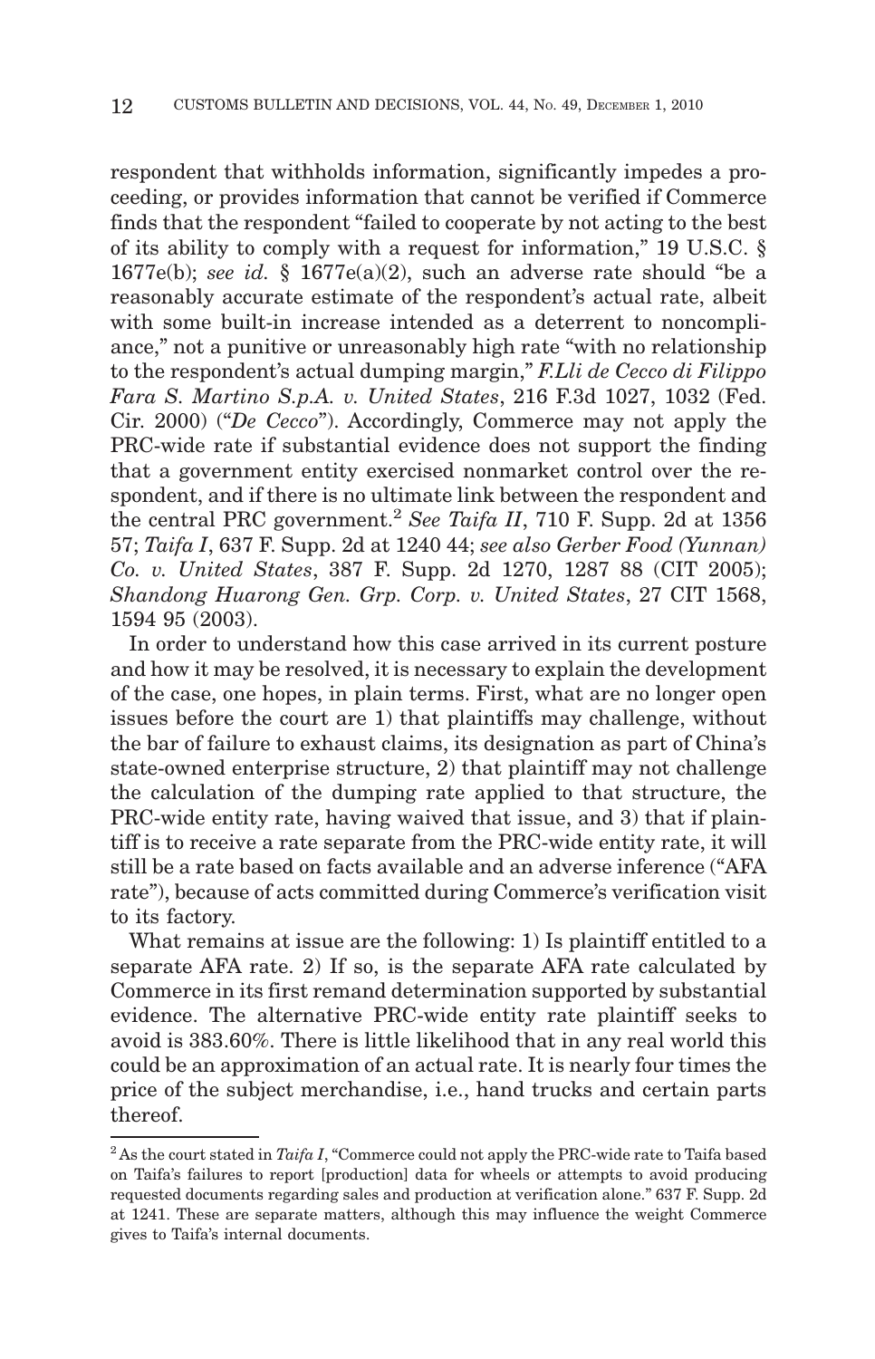respondent that withholds information, significantly impedes a proceeding, or provides information that cannot be verified if Commerce finds that the respondent "failed to cooperate by not acting to the best of its ability to comply with a request for information," 19 U.S.C. § 1677e(b); *see id.* § 1677e(a)(2), such an adverse rate should "be a reasonably accurate estimate of the respondent's actual rate, albeit with some built-in increase intended as a deterrent to noncompliance," not a punitive or unreasonably high rate "with no relationship to the respondent's actual dumping margin," *F.Lli de Cecco di Filippo Fara S. Martino S.p.A. v. United States*, 216 F.3d 1027, 1032 (Fed. Cir. 2000) ("*De Cecco*"). Accordingly, Commerce may not apply the PRC-wide rate if substantial evidence does not support the finding that a government entity exercised nonmarket control over the respondent, and if there is no ultimate link between the respondent and the central PRC government.[2] *See Taifa II*, 710 F. Supp. 2d at 1356 57; *Taifa I*, 637 F. Supp. 2d at 1240 44; *see also Gerber Food (Yunnan) Co. v. United States*, 387 F. Supp. 2d 1270, 1287 88 (CIT 2005); *Shandong Huarong Gen. Grp. Corp. v. United States*, 27 CIT 1568, 1594 95 (2003).

In order to understand how this case arrived in its current posture and how it may be resolved, it is necessary to explain the development of the case, one hopes, in plain terms. First, what are no longer open issues before the court are 1) that plaintiffs may challenge, without the bar of failure to exhaust claims, its designation as part of China's state-owned enterprise structure, 2) that plaintiff may not challenge the calculation of the dumping rate applied to that structure, the PRC-wide entity rate, having waived that issue, and 3) that if plaintiff is to receive a rate separate from the PRC-wide entity rate, it will still be a rate based on facts available and an adverse inference ("AFA rate"), because of acts committed during Commerce's verification visit to its factory.

What remains at issue are the following: 1) Is plaintiff entitled to a separate AFA rate. 2) If so, is the separate AFA rate calculated by Commerce in its first remand determination supported by substantial evidence. The alternative PRC-wide entity rate plaintiff seeks to avoid is 383.60%. There is little likelihood that in any real world this could be an approximation of an actual rate. It is nearly four times the price of the subject merchandise, i.e., hand trucks and certain parts thereof.

[2] As the court stated in *Taifa I*, "Commerce could not apply the PRC-wide rate to Taifa based on Taifa's failures to report [production] data for wheels or attempts to avoid producing requested documents regarding sales and production at verification alone." 637 F. Supp. 2d at 1241. These are separate matters, although this may influence the weight Commerce gives to Taifa's internal documents.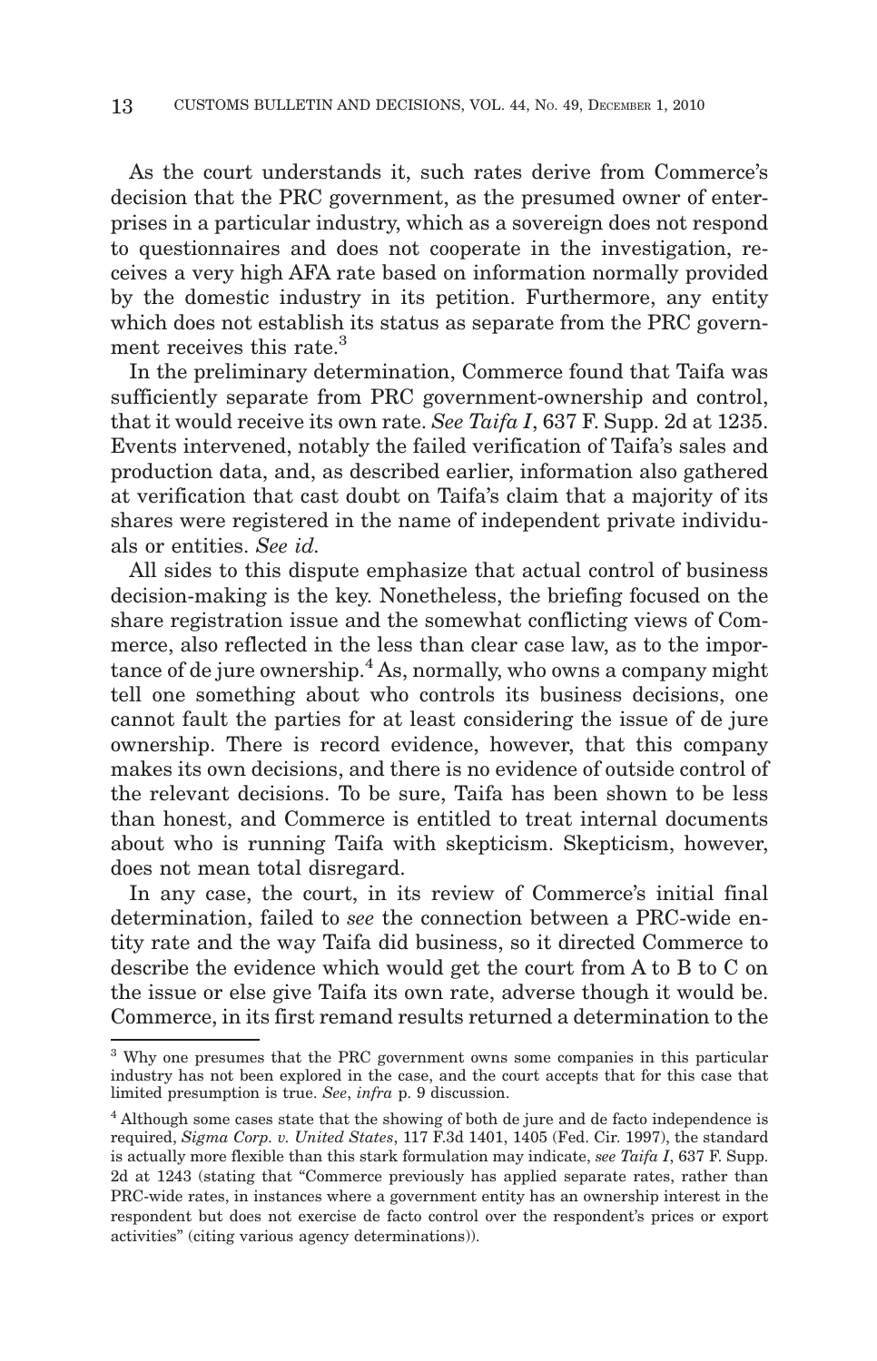As the court understands it, such rates derive from Commerce's decision that the PRC government, as the presumed owner of enterprises in a particular industry, which as a sovereign does not respond to questionnaires and does not cooperate in the investigation, receives a very high AFA rate based on information normally provided by the domestic industry in its petition. Furthermore, any entity which does not establish its status as separate from the PRC government receives this rate.[3]

In the preliminary determination, Commerce found that Taifa was sufficiently separate from PRC government-ownership and control, that it would receive its own rate. *See Taifa I*, 637 F. Supp. 2d at 1235. Events intervened, notably the failed verification of Taifa's sales and production data, and, as described earlier, information also gathered at verification that cast doubt on Taifa's claim that a majority of its shares were registered in the name of independent private individuals or entities. *See id.*

All sides to this dispute emphasize that actual control of business decision-making is the key. Nonetheless, the briefing focused on the share registration issue and the somewhat conflicting views of Commerce, also reflected in the less than clear case law, as to the importance of de jure ownership.[4] As, normally, who owns a company might tell one something about who controls its business decisions, one cannot fault the parties for at least considering the issue of de jure ownership. There is record evidence, however, that this company makes its own decisions, and there is no evidence of outside control of the relevant decisions. To be sure, Taifa has been shown to be less than honest, and Commerce is entitled to treat internal documents about who is running Taifa with skepticism. Skepticism, however, does not mean total disregard.

In any case, the court, in its review of Commerce's initial final determination, failed to *see* the connection between a PRC-wide entity rate and the way Taifa did business, so it directed Commerce to describe the evidence which would get the court from A to B to C on the issue or else give Taifa its own rate, adverse though it would be. Commerce, in its first remand results returned a determination to the

---

[3] Why one presumes that the PRC government owns some companies in this particular industry has not been explored in the case, and the court accepts that for this case that limited presumption is true. *See*, *infra* p. 9 discussion.

[4] Although some cases state that the showing of both de jure and de facto independence is required, *Sigma Corp. v. United States*, 117 F.3d 1401, 1405 (Fed. Cir. 1997), the standard is actually more flexible than this stark formulation may indicate, *see Taifa I*, 637 F. Supp. 2d at 1243 (stating that "Commerce previously has applied separate rates, rather than PRC-wide rates, in instances where a government entity has an ownership interest in the respondent but does not exercise de facto control over the respondent's prices or export activities" (citing various agency determinations)).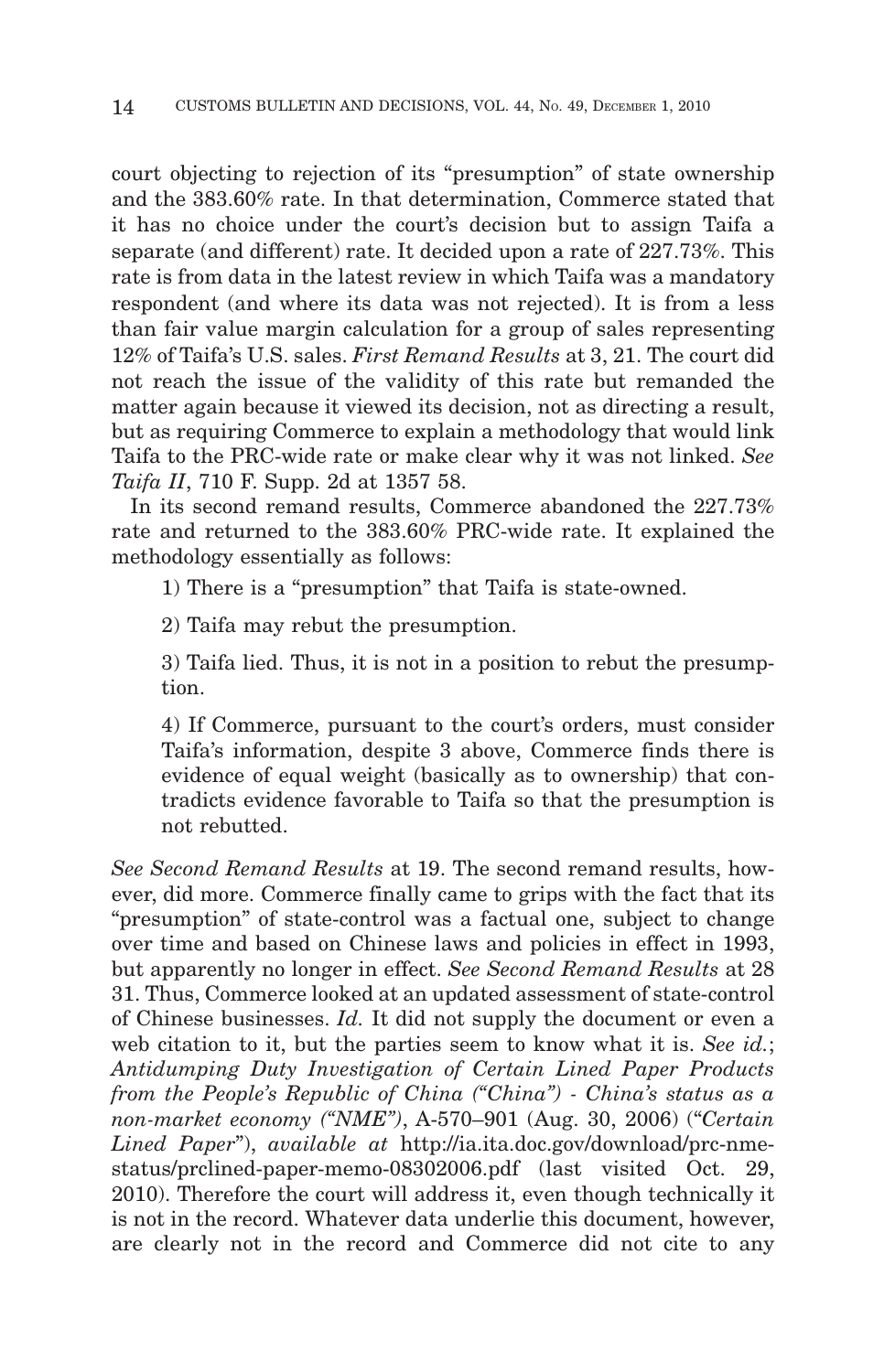court objecting to rejection of its "presumption" of state ownership and the 383.60% rate. In that determination, Commerce stated that it has no choice under the court's decision but to assign Taifa a separate (and different) rate. It decided upon a rate of 227.73%. This rate is from data in the latest review in which Taifa was a mandatory respondent (and where its data was not rejected). It is from a less than fair value margin calculation for a group of sales representing 12% of Taifa's U.S. sales. *First Remand Results* at 3, 21. The court did not reach the issue of the validity of this rate but remanded the matter again because it viewed its decision, not as directing a result, but as requiring Commerce to explain a methodology that would link Taifa to the PRC-wide rate or make clear why it was not linked. *See Taifa II*, 710 F. Supp. 2d at 1357 58.

In its second remand results, Commerce abandoned the 227.73% rate and returned to the 383.60% PRC-wide rate. It explained the methodology essentially as follows:

> 1) There is a "presumption" that Taifa is state-owned.
>
> 2) Taifa may rebut the presumption.
>
> 3) Taifa lied. Thus, it is not in a position to rebut the presumption.
>
> 4) If Commerce, pursuant to the court's orders, must consider Taifa's information, despite 3 above, Commerce finds there is evidence of equal weight (basically as to ownership) that contradicts evidence favorable to Taifa so that the presumption is not rebutted.

*See Second Remand Results* at 19. The second remand results, however, did more. Commerce finally came to grips with the fact that its "presumption" of state-control was a factual one, subject to change over time and based on Chinese laws and policies in effect in 1993, but apparently no longer in effect. *See Second Remand Results* at 28 31. Thus, Commerce looked at an updated assessment of state-control of Chinese businesses. *Id.* It did not supply the document or even a web citation to it, but the parties seem to know what it is. *See id.*; *Antidumping Duty Investigation of Certain Lined Paper Products from the People's Republic of China ("China") - China's status as a non-market economy ("NME")*, A-570–901 (Aug. 30, 2006) ("*Certain Lined Paper*"), *available at* http://ia.ita.doc.gov/download/prc-nme-status/prclined-paper-memo-08302006.pdf (last visited Oct. 29, 2010). Therefore the court will address it, even though technically it is not in the record. Whatever data underlie this document, however, are clearly not in the record and Commerce did not cite to any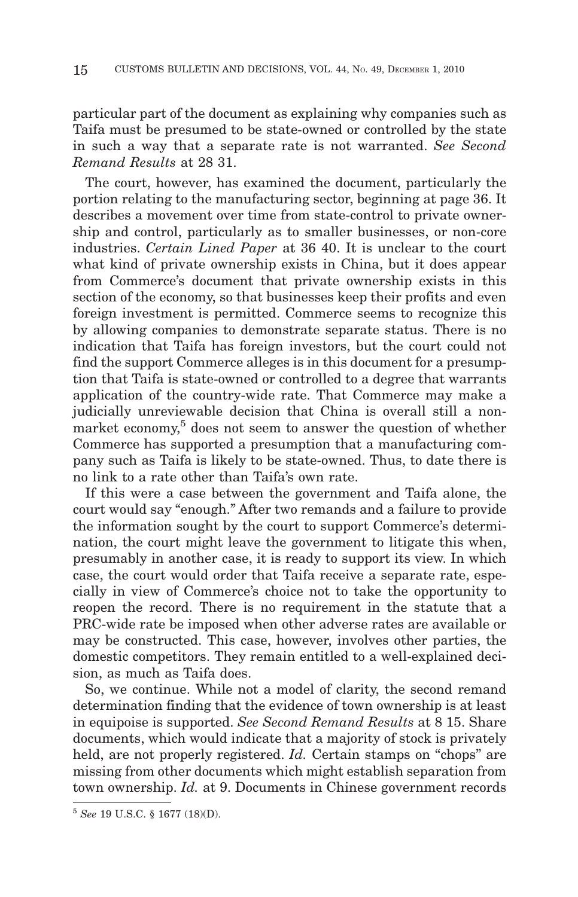particular part of the document as explaining why companies such as Taifa must be presumed to be state-owned or controlled by the state in such a way that a separate rate is not warranted. *See Second Remand Results* at 28 31.

The court, however, has examined the document, particularly the portion relating to the manufacturing sector, beginning at page 36. It describes a movement over time from state-control to private ownership and control, particularly as to smaller businesses, or non-core industries. *Certain Lined Paper* at 36 40. It is unclear to the court what kind of private ownership exists in China, but it does appear from Commerce's document that private ownership exists in this section of the economy, so that businesses keep their profits and even foreign investment is permitted. Commerce seems to recognize this by allowing companies to demonstrate separate status. There is no indication that Taifa has foreign investors, but the court could not find the support Commerce alleges is in this document for a presumption that Taifa is state-owned or controlled to a degree that warrants application of the country-wide rate. That Commerce may make a judicially unreviewable decision that China is overall still a non-market economy,[5] does not seem to answer the question of whether Commerce has supported a presumption that a manufacturing company such as Taifa is likely to be state-owned. Thus, to date there is no link to a rate other than Taifa's own rate.

If this were a case between the government and Taifa alone, the court would say "enough." After two remands and a failure to provide the information sought by the court to support Commerce's determination, the court might leave the government to litigate this when, presumably in another case, it is ready to support its view. In which case, the court would order that Taifa receive a separate rate, especially in view of Commerce's choice not to take the opportunity to reopen the record. There is no requirement in the statute that a PRC-wide rate be imposed when other adverse rates are available or may be constructed. This case, however, involves other parties, the domestic competitors. They remain entitled to a well-explained decision, as much as Taifa does.

So, we continue. While not a model of clarity, the second remand determination finding that the evidence of town ownership is at least in equipoise is supported. *See Second Remand Results* at 8 15. Share documents, which would indicate that a majority of stock is privately held, are not properly registered. *Id.* Certain stamps on "chops" are missing from other documents which might establish separation from town ownership. *Id.* at 9. Documents in Chinese government records

---

[5] *See* 19 U.S.C. § 1677 (18)(D).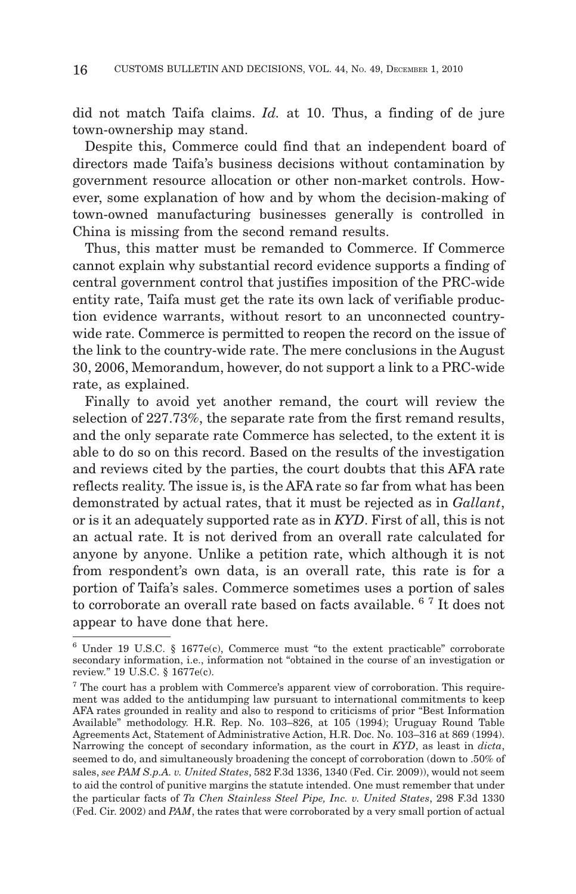did not match Taifa claims. *Id.* at 10. Thus, a finding of de jure town-ownership may stand.

Despite this, Commerce could find that an independent board of directors made Taifa's business decisions without contamination by government resource allocation or other non-market controls. However, some explanation of how and by whom the decision-making of town-owned manufacturing businesses generally is controlled in China is missing from the second remand results.

Thus, this matter must be remanded to Commerce. If Commerce cannot explain why substantial record evidence supports a finding of central government control that justifies imposition of the PRC-wide entity rate, Taifa must get the rate its own lack of verifiable production evidence warrants, without resort to an unconnected country-wide rate. Commerce is permitted to reopen the record on the issue of the link to the country-wide rate. The mere conclusions in the August 30, 2006, Memorandum, however, do not support a link to a PRC-wide rate, as explained.

Finally to avoid yet another remand, the court will review the selection of 227.73%, the separate rate from the first remand results, and the only separate rate Commerce has selected, to the extent it is able to do so on this record. Based on the results of the investigation and reviews cited by the parties, the court doubts that this AFA rate reflects reality. The issue is, is the AFA rate so far from what has been demonstrated by actual rates, that it must be rejected as in *Gallant*, or is it an adequately supported rate as in *KYD*. First of all, this is not an actual rate. It is not derived from an overall rate calculated for anyone by anyone. Unlike a petition rate, which although it is not from respondent's own data, is an overall rate, this rate is for a portion of Taifa's sales. Commerce sometimes uses a portion of sales to corroborate an overall rate based on facts available. [6] [7] It does not appear to have done that here.

---

[6] Under 19 U.S.C. § 1677e(c), Commerce must "to the extent practicable" corroborate secondary information, i.e., information not "obtained in the course of an investigation or review." 19 U.S.C. § 1677e(c).

[7] The court has a problem with Commerce's apparent view of corroboration. This requirement was added to the antidumping law pursuant to international commitments to keep AFA rates grounded in reality and also to respond to criticisms of prior "Best Information Available" methodology. H.R. Rep. No. 103–826, at 105 (1994); Uruguay Round Table Agreements Act, Statement of Administrative Action, H.R. Doc. No. 103–316 at 869 (1994). Narrowing the concept of secondary information, as the court in *KYD*, as least in *dicta*, seemed to do, and simultaneously broadening the concept of corroboration (down to .50% of sales, *see PAM S.p.A. v. United States*, 582 F.3d 1336, 1340 (Fed. Cir. 2009)), would not seem to aid the control of punitive margins the statute intended. One must remember that under the particular facts of *Ta Chen Stainless Steel Pipe, Inc. v. United States*, 298 F.3d 1330 (Fed. Cir. 2002) and *PAM*, the rates that were corroborated by a very small portion of actual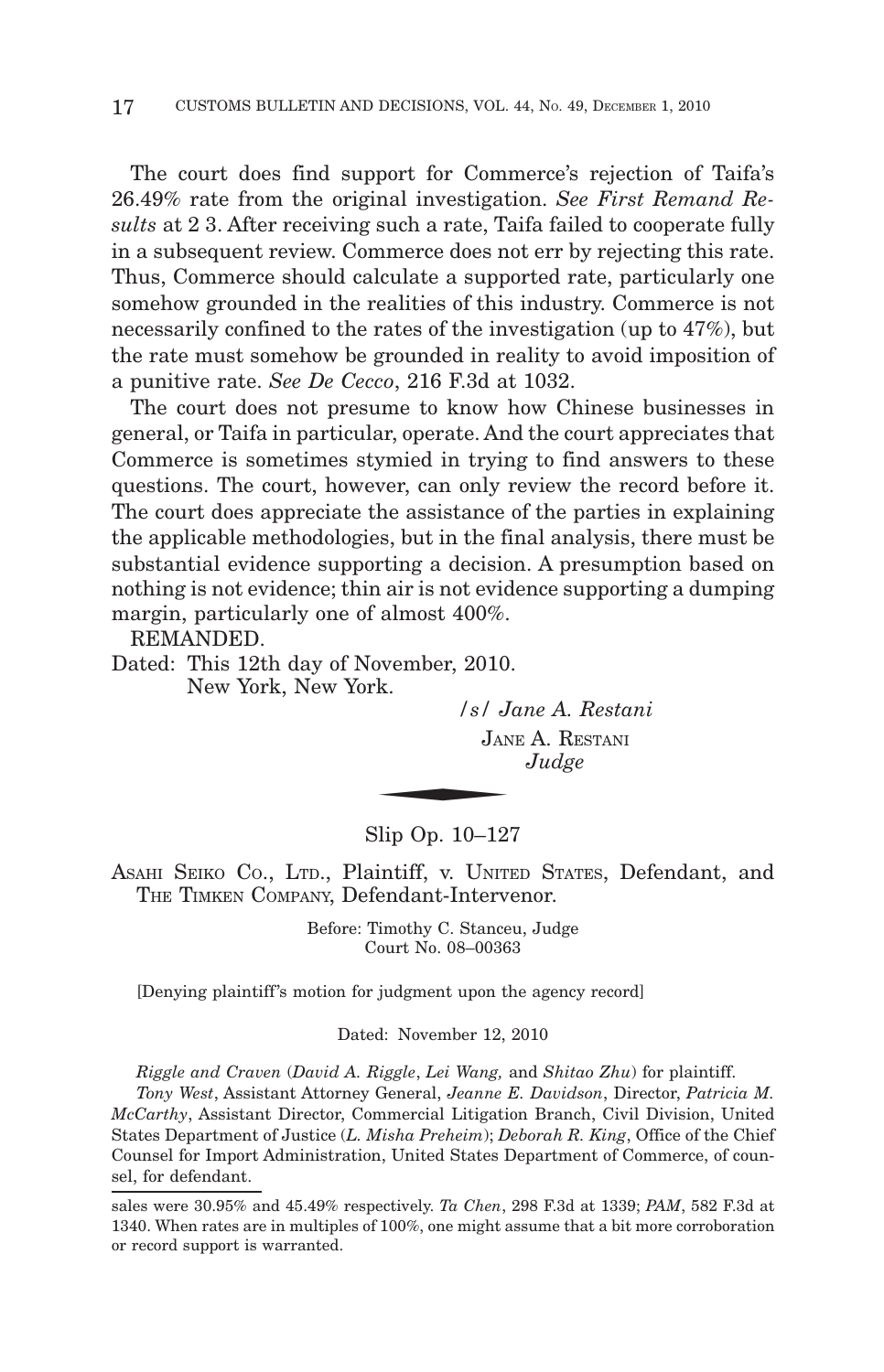The court does find support for Commerce's rejection of Taifa's 26.49% rate from the original investigation. *See First Remand Results* at 2 3. After receiving such a rate, Taifa failed to cooperate fully in a subsequent review. Commerce does not err by rejecting this rate. Thus, Commerce should calculate a supported rate, particularly one somehow grounded in the realities of this industry. Commerce is not necessarily confined to the rates of the investigation (up to 47%), but the rate must somehow be grounded in reality to avoid imposition of a punitive rate. *See De Cecco*, 216 F.3d at 1032.

The court does not presume to know how Chinese businesses in general, or Taifa in particular, operate. And the court appreciates that Commerce is sometimes stymied in trying to find answers to these questions. The court, however, can only review the record before it. The court does appreciate the assistance of the parties in explaining the applicable methodologies, but in the final analysis, there must be substantial evidence supporting a decision. A presumption based on nothing is not evidence; thin air is not evidence supporting a dumping margin, particularly one of almost 400%.

REMANDED.

Dated: This 12th day of November, 2010.
New York, New York.

*/s/ Jane A. Restani*
JANE A. RESTANI
*Judge*

---

## Slip Op. 10–127

ASAHI SEIKO CO., LTD., Plaintiff, v. UNITED STATES, Defendant, and THE TIMKEN COMPANY, Defendant-Intervenor.

Before: Timothy C. Stanceu, Judge
Court No. 08–00363

[Denying plaintiff's motion for judgment upon the agency record]

Dated: November 12, 2010

*Riggle and Craven* (*David A. Riggle*, *Lei Wang,* and *Shitao Zhu*) for plaintiff.

*Tony West*, Assistant Attorney General, *Jeanne E. Davidson*, Director, *Patricia M. McCarthy*, Assistant Director, Commercial Litigation Branch, Civil Division, United States Department of Justice (*L. Misha Preheim*); *Deborah R. King*, Office of the Chief Counsel for Import Administration, United States Department of Commerce, of counsel, for defendant.

---

sales were 30.95% and 45.49% respectively. *Ta Chen*, 298 F.3d at 1339; *PAM*, 582 F.3d at 1340. When rates are in multiples of 100%, one might assume that a bit more corroboration or record support is warranted.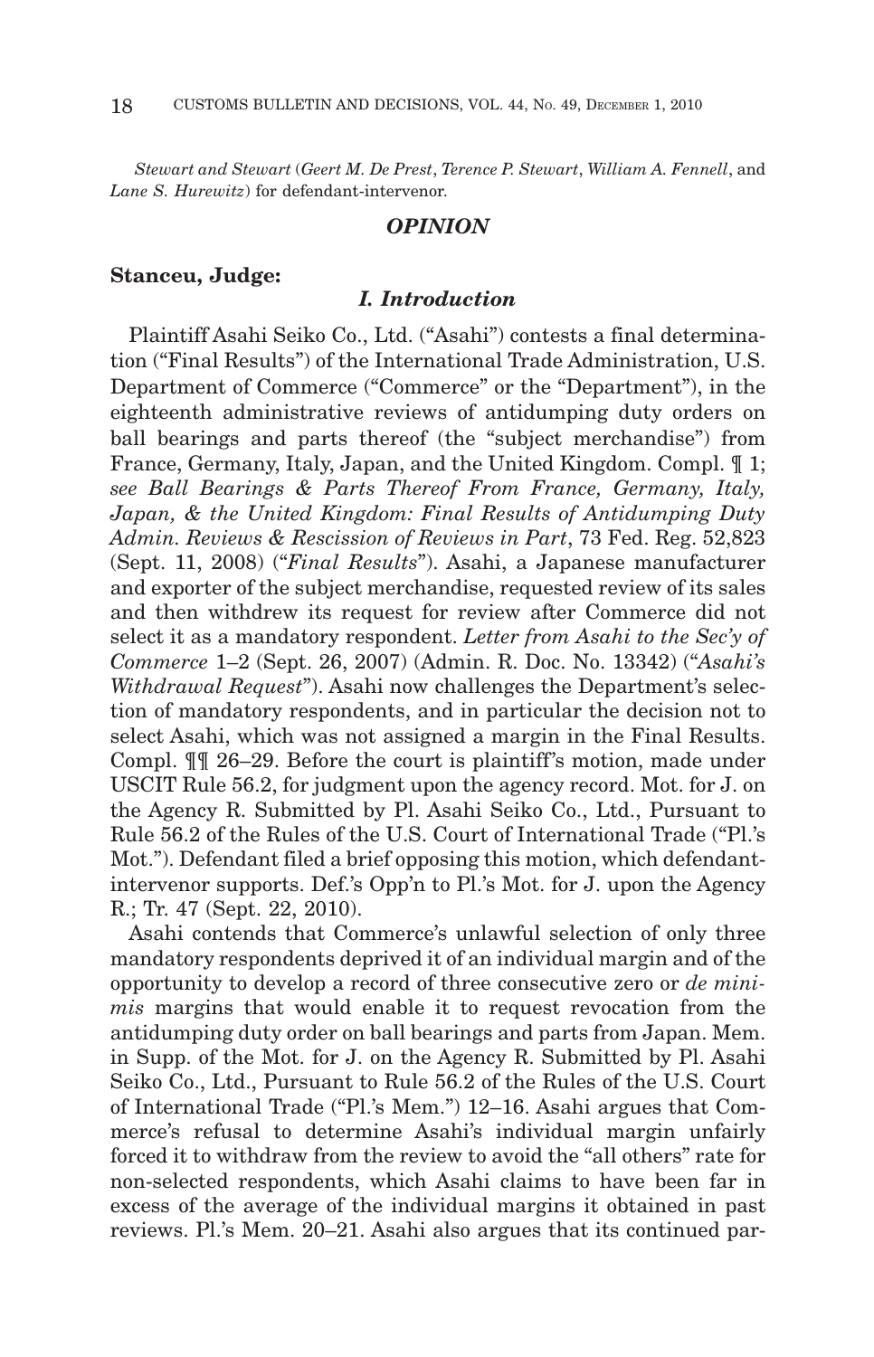*Stewart and Stewart* (*Geert M. De Prest*, *Terence P. Stewart*, *William A. Fennell*, and *Lane S. Hurewitz*) for defendant-intervenor.

## *OPINION*

**Stanceu, Judge:**

### *I. Introduction*

Plaintiff Asahi Seiko Co., Ltd. ("Asahi") contests a final determination ("Final Results") of the International Trade Administration, U.S. Department of Commerce ("Commerce" or the "Department"), in the eighteenth administrative reviews of antidumping duty orders on ball bearings and parts thereof (the "subject merchandise") from France, Germany, Italy, Japan, and the United Kingdom. Compl. ¶ 1; *see Ball Bearings & Parts Thereof From France, Germany, Italy, Japan, & the United Kingdom: Final Results of Antidumping Duty Admin. Reviews & Rescission of Reviews in Part*, 73 Fed. Reg. 52,823 (Sept. 11, 2008) ("*Final Results*"). Asahi, a Japanese manufacturer and exporter of the subject merchandise, requested review of its sales and then withdrew its request for review after Commerce did not select it as a mandatory respondent. *Letter from Asahi to the Sec'y of Commerce* 1–2 (Sept. 26, 2007) (Admin. R. Doc. No. 13342) ("*Asahi's Withdrawal Request*"). Asahi now challenges the Department's selection of mandatory respondents, and in particular the decision not to select Asahi, which was not assigned a margin in the Final Results. Compl. ¶¶ 26–29. Before the court is plaintiff's motion, made under USCIT Rule 56.2, for judgment upon the agency record. Mot. for J. on the Agency R. Submitted by Pl. Asahi Seiko Co., Ltd., Pursuant to Rule 56.2 of the Rules of the U.S. Court of International Trade ("Pl.'s Mot."). Defendant filed a brief opposing this motion, which defendant-intervenor supports. Def.'s Opp'n to Pl.'s Mot. for J. upon the Agency R.; Tr. 47 (Sept. 22, 2010).

Asahi contends that Commerce's unlawful selection of only three mandatory respondents deprived it of an individual margin and of the opportunity to develop a record of three consecutive zero or *de minimis* margins that would enable it to request revocation from the antidumping duty order on ball bearings and parts from Japan. Mem. in Supp. of the Mot. for J. on the Agency R. Submitted by Pl. Asahi Seiko Co., Ltd., Pursuant to Rule 56.2 of the Rules of the U.S. Court of International Trade ("Pl.'s Mem.") 12–16. Asahi argues that Commerce's refusal to determine Asahi's individual margin unfairly forced it to withdraw from the review to avoid the "all others" rate for non-selected respondents, which Asahi claims to have been far in excess of the average of the individual margins it obtained in past reviews. Pl.'s Mem. 20–21. Asahi also argues that its continued par-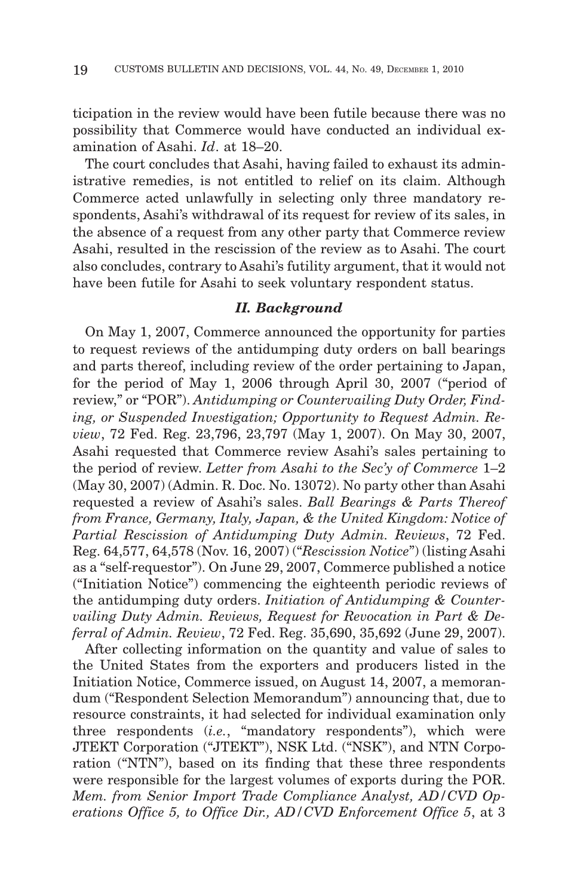ticipation in the review would have been futile because there was no possibility that Commerce would have conducted an individual examination of Asahi. *Id*. at 18–20.

The court concludes that Asahi, having failed to exhaust its administrative remedies, is not entitled to relief on its claim. Although Commerce acted unlawfully in selecting only three mandatory respondents, Asahi's withdrawal of its request for review of its sales, in the absence of a request from any other party that Commerce review Asahi, resulted in the rescission of the review as to Asahi. The court also concludes, contrary to Asahi's futility argument, that it would not have been futile for Asahi to seek voluntary respondent status.

## *II. Background*

On May 1, 2007, Commerce announced the opportunity for parties to request reviews of the antidumping duty orders on ball bearings and parts thereof, including review of the order pertaining to Japan, for the period of May 1, 2006 through April 30, 2007 ("period of review," or "POR"). *Antidumping or Countervailing Duty Order, Finding, or Suspended Investigation; Opportunity to Request Admin. Review*, 72 Fed. Reg. 23,796, 23,797 (May 1, 2007). On May 30, 2007, Asahi requested that Commerce review Asahi's sales pertaining to the period of review. *Letter from Asahi to the Sec'y of Commerce* 1–2 (May 30, 2007) (Admin. R. Doc. No. 13072). No party other than Asahi requested a review of Asahi's sales. *Ball Bearings & Parts Thereof from France, Germany, Italy, Japan, & the United Kingdom: Notice of Partial Rescission of Antidumping Duty Admin. Reviews*, 72 Fed. Reg. 64,577, 64,578 (Nov. 16, 2007) ("*Rescission Notice*") (listing Asahi as a "self-requestor"). On June 29, 2007, Commerce published a notice ("Initiation Notice") commencing the eighteenth periodic reviews of the antidumping duty orders. *Initiation of Antidumping & Countervailing Duty Admin. Reviews, Request for Revocation in Part & Deferral of Admin. Review*, 72 Fed. Reg. 35,690, 35,692 (June 29, 2007).

After collecting information on the quantity and value of sales to the United States from the exporters and producers listed in the Initiation Notice, Commerce issued, on August 14, 2007, a memorandum ("Respondent Selection Memorandum") announcing that, due to resource constraints, it had selected for individual examination only three respondents (*i.e.*, "mandatory respondents"), which were JTEKT Corporation ("JTEKT"), NSK Ltd. ("NSK"), and NTN Corporation ("NTN"), based on its finding that these three respondents were responsible for the largest volumes of exports during the POR. *Mem. from Senior Import Trade Compliance Analyst, AD/CVD Operations Office 5, to Office Dir., AD/CVD Enforcement Office 5*, at 3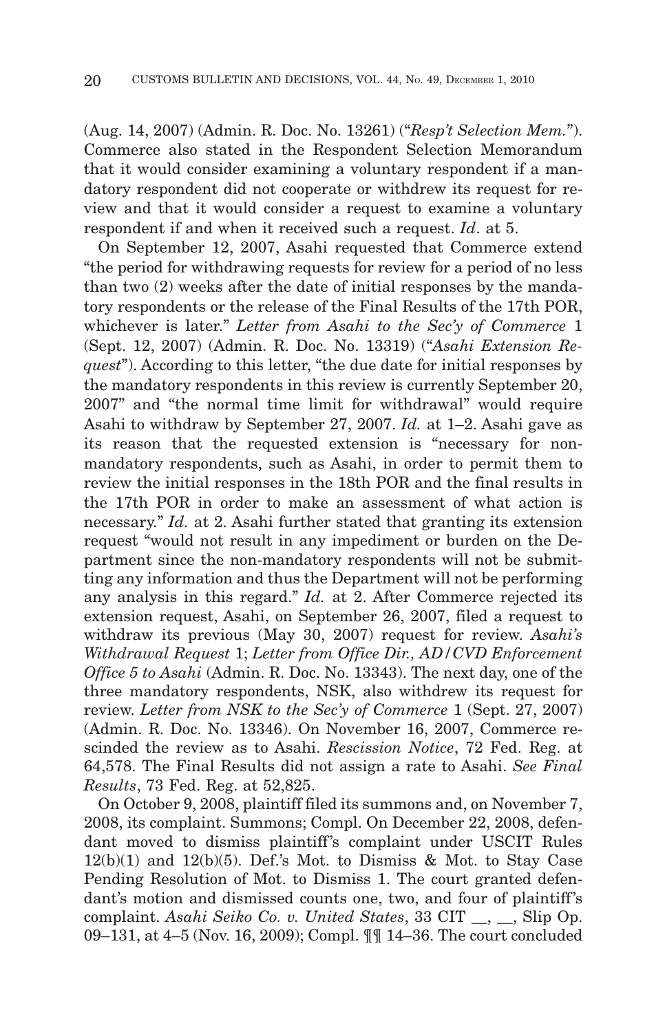(Aug. 14, 2007) (Admin. R. Doc. No. 13261) ("*Resp't Selection Mem.*"). Commerce also stated in the Respondent Selection Memorandum that it would consider examining a voluntary respondent if a mandatory respondent did not cooperate or withdrew its request for review and that it would consider a request to examine a voluntary respondent if and when it received such a request. *Id*. at 5.

On September 12, 2007, Asahi requested that Commerce extend "the period for withdrawing requests for review for a period of no less than two (2) weeks after the date of initial responses by the mandatory respondents or the release of the Final Results of the 17th POR, whichever is later." *Letter from Asahi to the Sec'y of Commerce* 1 (Sept. 12, 2007) (Admin. R. Doc. No. 13319) ("*Asahi Extension Request*"). According to this letter, "the due date for initial responses by the mandatory respondents in this review is currently September 20, 2007" and "the normal time limit for withdrawal" would require Asahi to withdraw by September 27, 2007. *Id.* at 1–2. Asahi gave as its reason that the requested extension is "necessary for non-mandatory respondents, such as Asahi, in order to permit them to review the initial responses in the 18th POR and the final results in the 17th POR in order to make an assessment of what action is necessary." *Id.* at 2. Asahi further stated that granting its extension request "would not result in any impediment or burden on the Department since the non-mandatory respondents will not be submitting any information and thus the Department will not be performing any analysis in this regard." *Id.* at 2. After Commerce rejected its extension request, Asahi, on September 26, 2007, filed a request to withdraw its previous (May 30, 2007) request for review. *Asahi's Withdrawal Request* 1; *Letter from Office Dir., AD/CVD Enforcement Office 5 to Asahi* (Admin. R. Doc. No. 13343). The next day, one of the three mandatory respondents, NSK, also withdrew its request for review. *Letter from NSK to the Sec'y of Commerce* 1 (Sept. 27, 2007) (Admin. R. Doc. No. 13346). On November 16, 2007, Commerce rescinded the review as to Asahi. *Rescission Notice*, 72 Fed. Reg. at 64,578. The Final Results did not assign a rate to Asahi. *See Final Results*, 73 Fed. Reg. at 52,825.

On October 9, 2008, plaintiff filed its summons and, on November 7, 2008, its complaint. Summons; Compl. On December 22, 2008, defendant moved to dismiss plaintiff's complaint under USCIT Rules 12(b)(1) and 12(b)(5). Def.'s Mot. to Dismiss & Mot. to Stay Case Pending Resolution of Mot. to Dismiss 1. The court granted defendant's motion and dismissed counts one, two, and four of plaintiff's complaint. *Asahi Seiko Co. v. United States*, 33 CIT __, __, Slip Op. 09–131, at 4–5 (Nov. 16, 2009); Compl. ¶¶ 14–36. The court concluded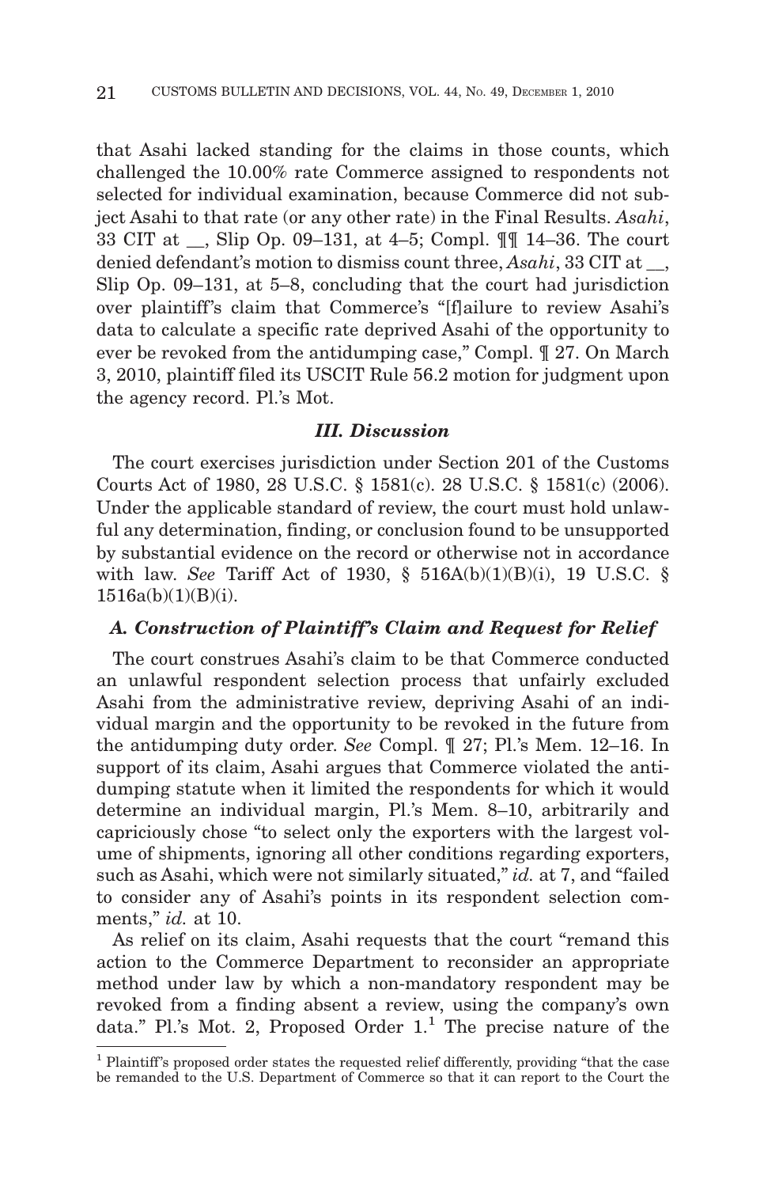that Asahi lacked standing for the claims in those counts, which challenged the 10.00% rate Commerce assigned to respondents not selected for individual examination, because Commerce did not subject Asahi to that rate (or any other rate) in the Final Results. *Asahi*, 33 CIT at __, Slip Op. 09–131, at 4–5; Compl. ¶¶ 14–36. The court denied defendant's motion to dismiss count three, *Asahi*, 33 CIT at __, Slip Op. 09–131, at 5–8, concluding that the court had jurisdiction over plaintiff's claim that Commerce's "[f]ailure to review Asahi's data to calculate a specific rate deprived Asahi of the opportunity to ever be revoked from the antidumping case," Compl. ¶ 27. On March 3, 2010, plaintiff filed its USCIT Rule 56.2 motion for judgment upon the agency record. Pl.'s Mot.

### *III. Discussion*

The court exercises jurisdiction under Section 201 of the Customs Courts Act of 1980, 28 U.S.C. § 1581(c). 28 U.S.C. § 1581(c) (2006). Under the applicable standard of review, the court must hold unlawful any determination, finding, or conclusion found to be unsupported by substantial evidence on the record or otherwise not in accordance with law. *See* Tariff Act of 1930, § 516A(b)(1)(B)(i), 19 U.S.C. § 1516a(b)(1)(B)(i).

#### *A. Construction of Plaintiff's Claim and Request for Relief*

The court construes Asahi's claim to be that Commerce conducted an unlawful respondent selection process that unfairly excluded Asahi from the administrative review, depriving Asahi of an individual margin and the opportunity to be revoked in the future from the antidumping duty order. *See* Compl. ¶ 27; Pl.'s Mem. 12–16. In support of its claim, Asahi argues that Commerce violated the antidumping statute when it limited the respondents for which it would determine an individual margin, Pl.'s Mem. 8–10, arbitrarily and capriciously chose "to select only the exporters with the largest volume of shipments, ignoring all other conditions regarding exporters, such as Asahi, which were not similarly situated," *id.* at 7, and "failed to consider any of Asahi's points in its respondent selection comments," *id.* at 10.

As relief on its claim, Asahi requests that the court "remand this action to the Commerce Department to reconsider an appropriate method under law by which a non-mandatory respondent may be revoked from a finding absent a review, using the company's own data." Pl.'s Mot. 2, Proposed Order 1.[1] The precise nature of the

[1] Plaintiff's proposed order states the requested relief differently, providing "that the case be remanded to the U.S. Department of Commerce so that it can report to the Court the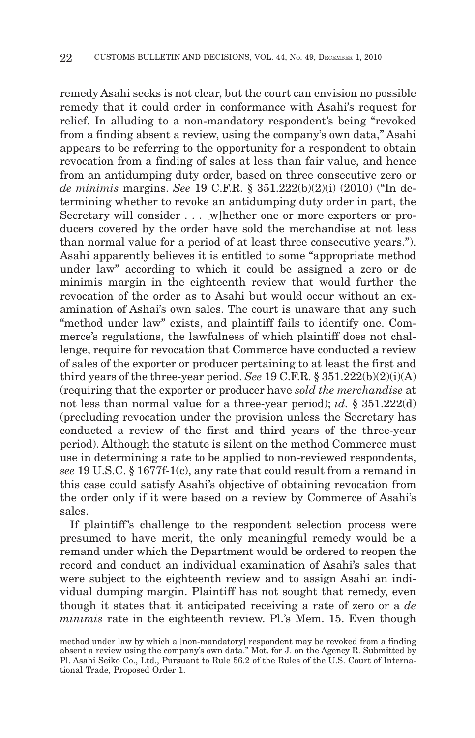remedy Asahi seeks is not clear, but the court can envision no possible remedy that it could order in conformance with Asahi's request for relief. In alluding to a non-mandatory respondent's being "revoked from a finding absent a review, using the company's own data," Asahi appears to be referring to the opportunity for a respondent to obtain revocation from a finding of sales at less than fair value, and hence from an antidumping duty order, based on three consecutive zero or *de minimis* margins. *See* 19 C.F.R. § 351.222(b)(2)(i) (2010) ("In determining whether to revoke an antidumping duty order in part, the Secretary will consider . . . [w]hether one or more exporters or producers covered by the order have sold the merchandise at not less than normal value for a period of at least three consecutive years."). Asahi apparently believes it is entitled to some "appropriate method under law" according to which it could be assigned a zero or de minimis margin in the eighteenth review that would further the revocation of the order as to Asahi but would occur without an examination of Ashai's own sales. The court is unaware that any such "method under law" exists, and plaintiff fails to identify one. Commerce's regulations, the lawfulness of which plaintiff does not challenge, require for revocation that Commerce have conducted a review of sales of the exporter or producer pertaining to at least the first and third years of the three-year period. *See* 19 C.F.R. § 351.222(b)(2)(i)(A) (requiring that the exporter or producer have *sold the merchandise* at not less than normal value for a three-year period); *id.* § 351.222(d) (precluding revocation under the provision unless the Secretary has conducted a review of the first and third years of the three-year period). Although the statute is silent on the method Commerce must use in determining a rate to be applied to non-reviewed respondents, *see* 19 U.S.C. § 1677f-1(c), any rate that could result from a remand in this case could satisfy Asahi's objective of obtaining revocation from the order only if it were based on a review by Commerce of Asahi's sales.

If plaintiff's challenge to the respondent selection process were presumed to have merit, the only meaningful remedy would be a remand under which the Department would be ordered to reopen the record and conduct an individual examination of Asahi's sales that were subject to the eighteenth review and to assign Asahi an individual dumping margin. Plaintiff has not sought that remedy, even though it states that it anticipated receiving a rate of zero or a *de minimis* rate in the eighteenth review. Pl.'s Mem. 15. Even though

method under law by which a [non-mandatory] respondent may be revoked from a finding absent a review using the company's own data." Mot. for J. on the Agency R. Submitted by Pl. Asahi Seiko Co., Ltd., Pursuant to Rule 56.2 of the Rules of the U.S. Court of International Trade, Proposed Order 1.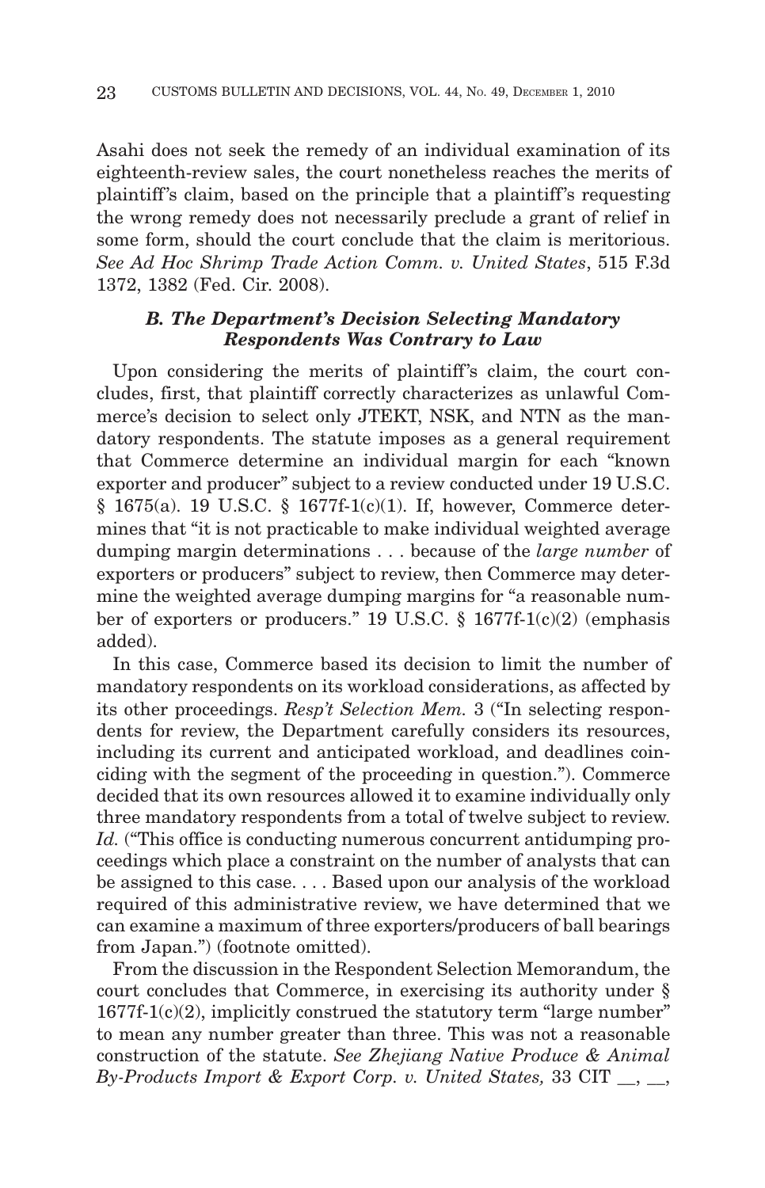Asahi does not seek the remedy of an individual examination of its eighteenth-review sales, the court nonetheless reaches the merits of plaintiff's claim, based on the principle that a plaintiff's requesting the wrong remedy does not necessarily preclude a grant of relief in some form, should the court conclude that the claim is meritorious. *See Ad Hoc Shrimp Trade Action Comm. v. United States*, 515 F.3d 1372, 1382 (Fed. Cir. 2008).

### *B. The Department's Decision Selecting Mandatory Respondents Was Contrary to Law*

Upon considering the merits of plaintiff's claim, the court concludes, first, that plaintiff correctly characterizes as unlawful Commerce's decision to select only JTEKT, NSK, and NTN as the mandatory respondents. The statute imposes as a general requirement that Commerce determine an individual margin for each "known exporter and producer" subject to a review conducted under 19 U.S.C. § 1675(a). 19 U.S.C. § 1677f-1(c)(1). If, however, Commerce determines that "it is not practicable to make individual weighted average dumping margin determinations . . . because of the *large number* of exporters or producers" subject to review, then Commerce may determine the weighted average dumping margins for "a reasonable number of exporters or producers." 19 U.S.C. § 1677f-1(c)(2) (emphasis added).

In this case, Commerce based its decision to limit the number of mandatory respondents on its workload considerations, as affected by its other proceedings. *Resp't Selection Mem.* 3 ("In selecting respondents for review, the Department carefully considers its resources, including its current and anticipated workload, and deadlines coinciding with the segment of the proceeding in question."). Commerce decided that its own resources allowed it to examine individually only three mandatory respondents from a total of twelve subject to review. *Id.* ("This office is conducting numerous concurrent antidumping proceedings which place a constraint on the number of analysts that can be assigned to this case. . . . Based upon our analysis of the workload required of this administrative review, we have determined that we can examine a maximum of three exporters/producers of ball bearings from Japan.") (footnote omitted).

From the discussion in the Respondent Selection Memorandum, the court concludes that Commerce, in exercising its authority under § 1677f-1(c)(2), implicitly construed the statutory term "large number" to mean any number greater than three. This was not a reasonable construction of the statute. *See Zhejiang Native Produce & Animal By-Products Import & Export Corp. v. United States,* 33 CIT __, __,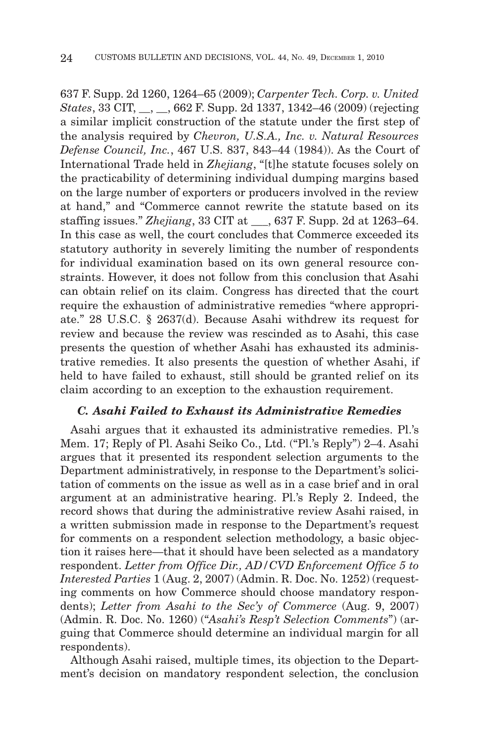637 F. Supp. 2d 1260, 1264–65 (2009); *Carpenter Tech. Corp. v. United States*, 33 CIT, __, __, 662 F. Supp. 2d 1337, 1342–46 (2009) (rejecting a similar implicit construction of the statute under the first step of the analysis required by *Chevron, U.S.A., Inc. v. Natural Resources Defense Council, Inc.*, 467 U.S. 837, 843–44 (1984)). As the Court of International Trade held in *Zhejiang*, "[t]he statute focuses solely on the practicability of determining individual dumping margins based on the large number of exporters or producers involved in the review at hand," and "Commerce cannot rewrite the statute based on its staffing issues." *Zhejiang*, 33 CIT at ___, 637 F. Supp. 2d at 1263–64. In this case as well, the court concludes that Commerce exceeded its statutory authority in severely limiting the number of respondents for individual examination based on its own general resource constraints. However, it does not follow from this conclusion that Asahi can obtain relief on its claim. Congress has directed that the court require the exhaustion of administrative remedies "where appropriate." 28 U.S.C. § 2637(d). Because Asahi withdrew its request for review and because the review was rescinded as to Asahi, this case presents the question of whether Asahi has exhausted its administrative remedies. It also presents the question of whether Asahi, if held to have failed to exhaust, still should be granted relief on its claim according to an exception to the exhaustion requirement.

### *C. Asahi Failed to Exhaust its Administrative Remedies*

Asahi argues that it exhausted its administrative remedies. Pl.'s Mem. 17; Reply of Pl. Asahi Seiko Co., Ltd. ("Pl.'s Reply") 2–4. Asahi argues that it presented its respondent selection arguments to the Department administratively, in response to the Department's solicitation of comments on the issue as well as in a case brief and in oral argument at an administrative hearing. Pl.'s Reply 2. Indeed, the record shows that during the administrative review Asahi raised, in a written submission made in response to the Department's request for comments on a respondent selection methodology, a basic objection it raises here—that it should have been selected as a mandatory respondent. *Letter from Office Dir., AD/CVD Enforcement Office 5 to Interested Parties* 1 (Aug. 2, 2007) (Admin. R. Doc. No. 1252) (requesting comments on how Commerce should choose mandatory respondents); *Letter from Asahi to the Sec'y of Commerce* (Aug. 9, 2007) (Admin. R. Doc. No. 1260) ("*Asahi's Resp't Selection Comments*") (arguing that Commerce should determine an individual margin for all respondents).

Although Asahi raised, multiple times, its objection to the Department's decision on mandatory respondent selection, the conclusion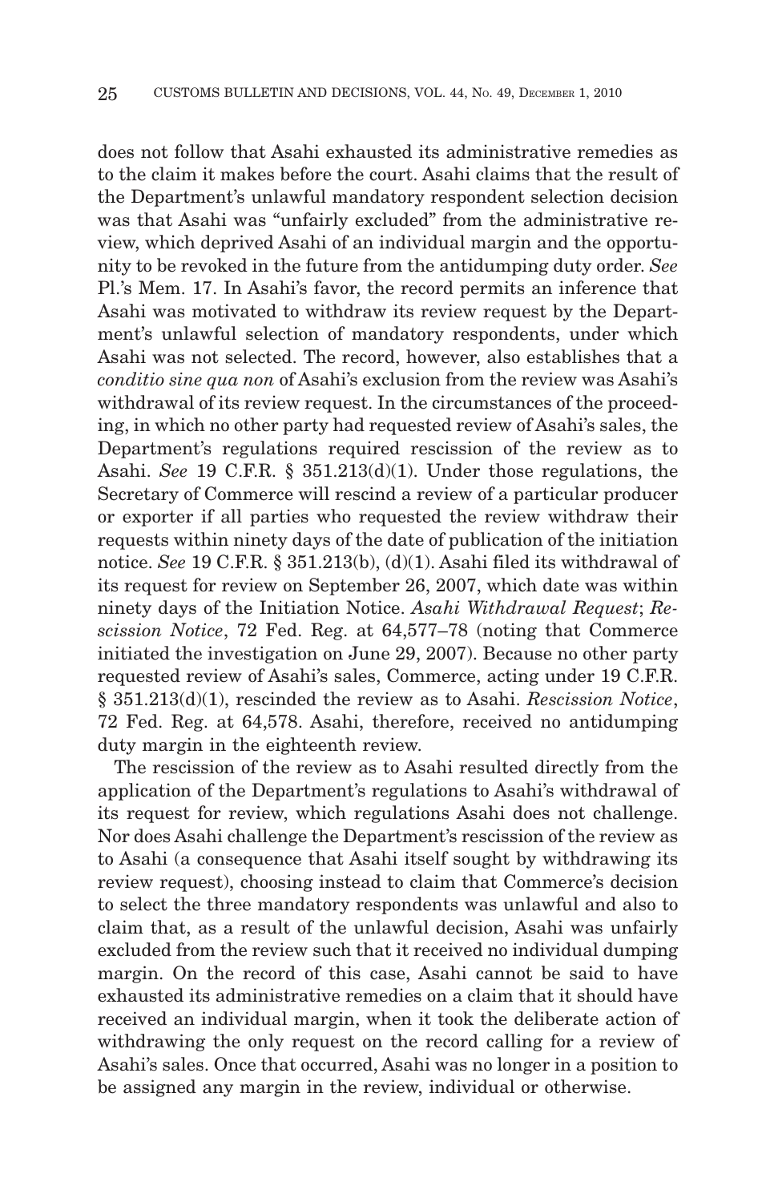does not follow that Asahi exhausted its administrative remedies as to the claim it makes before the court. Asahi claims that the result of the Department's unlawful mandatory respondent selection decision was that Asahi was "unfairly excluded" from the administrative review, which deprived Asahi of an individual margin and the opportunity to be revoked in the future from the antidumping duty order. *See* Pl.'s Mem. 17. In Asahi's favor, the record permits an inference that Asahi was motivated to withdraw its review request by the Department's unlawful selection of mandatory respondents, under which Asahi was not selected. The record, however, also establishes that a *conditio sine qua non* of Asahi's exclusion from the review was Asahi's withdrawal of its review request. In the circumstances of the proceeding, in which no other party had requested review of Asahi's sales, the Department's regulations required rescission of the review as to Asahi. *See* 19 C.F.R. § 351.213(d)(1). Under those regulations, the Secretary of Commerce will rescind a review of a particular producer or exporter if all parties who requested the review withdraw their requests within ninety days of the date of publication of the initiation notice. *See* 19 C.F.R. § 351.213(b), (d)(1). Asahi filed its withdrawal of its request for review on September 26, 2007, which date was within ninety days of the Initiation Notice. *Asahi Withdrawal Request*; *Rescission Notice*, 72 Fed. Reg. at 64,577–78 (noting that Commerce initiated the investigation on June 29, 2007). Because no other party requested review of Asahi's sales, Commerce, acting under 19 C.F.R. § 351.213(d)(1), rescinded the review as to Asahi. *Rescission Notice*, 72 Fed. Reg. at 64,578. Asahi, therefore, received no antidumping duty margin in the eighteenth review.

The rescission of the review as to Asahi resulted directly from the application of the Department's regulations to Asahi's withdrawal of its request for review, which regulations Asahi does not challenge. Nor does Asahi challenge the Department's rescission of the review as to Asahi (a consequence that Asahi itself sought by withdrawing its review request), choosing instead to claim that Commerce's decision to select the three mandatory respondents was unlawful and also to claim that, as a result of the unlawful decision, Asahi was unfairly excluded from the review such that it received no individual dumping margin. On the record of this case, Asahi cannot be said to have exhausted its administrative remedies on a claim that it should have received an individual margin, when it took the deliberate action of withdrawing the only request on the record calling for a review of Asahi's sales. Once that occurred, Asahi was no longer in a position to be assigned any margin in the review, individual or otherwise.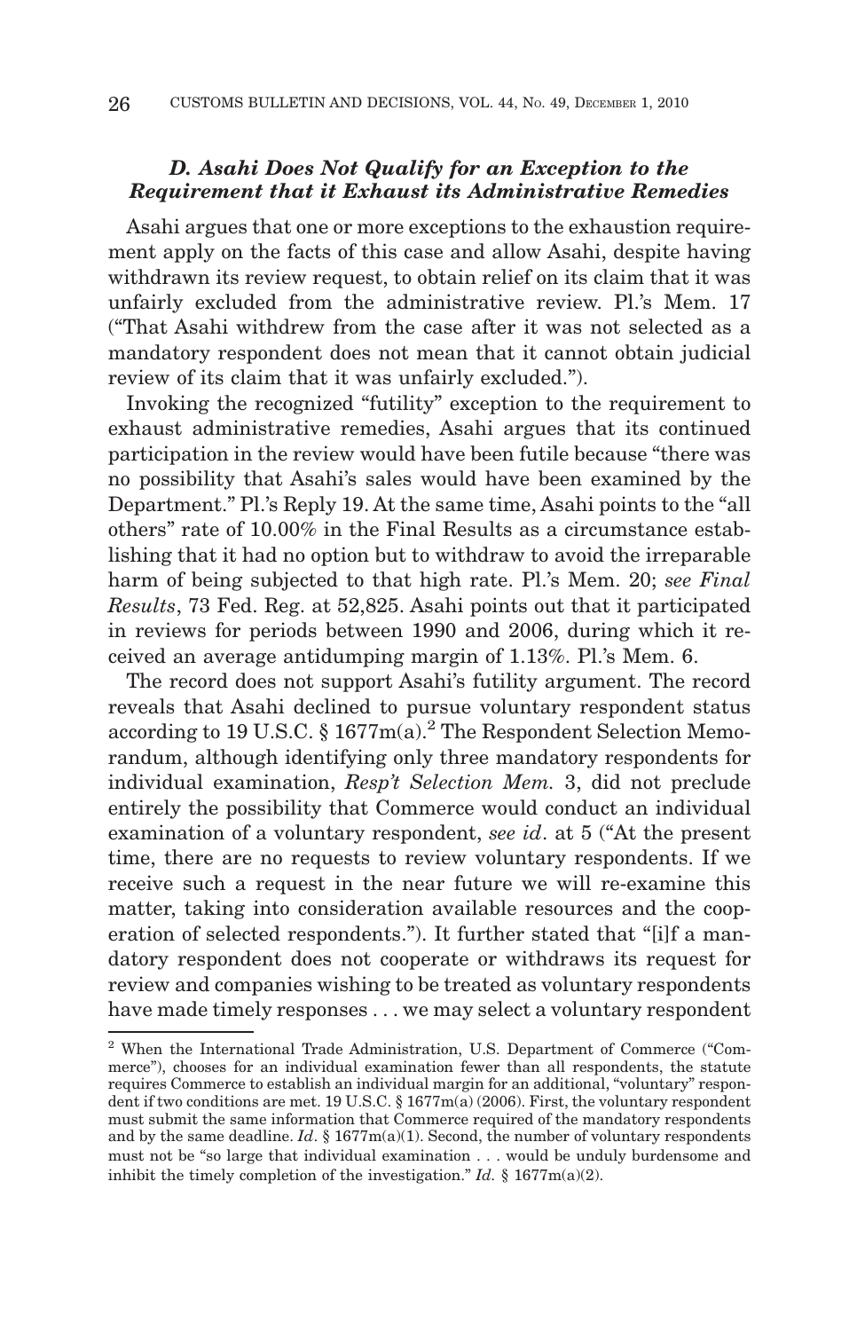### *D. Asahi Does Not Qualify for an Exception to the Requirement that it Exhaust its Administrative Remedies*

Asahi argues that one or more exceptions to the exhaustion requirement apply on the facts of this case and allow Asahi, despite having withdrawn its review request, to obtain relief on its claim that it was unfairly excluded from the administrative review. Pl.'s Mem. 17 ("That Asahi withdrew from the case after it was not selected as a mandatory respondent does not mean that it cannot obtain judicial review of its claim that it was unfairly excluded.").

Invoking the recognized "futility" exception to the requirement to exhaust administrative remedies, Asahi argues that its continued participation in the review would have been futile because "there was no possibility that Asahi's sales would have been examined by the Department." Pl.'s Reply 19. At the same time, Asahi points to the "all others" rate of 10.00% in the Final Results as a circumstance establishing that it had no option but to withdraw to avoid the irreparable harm of being subjected to that high rate. Pl.'s Mem. 20; *see Final Results*, 73 Fed. Reg. at 52,825. Asahi points out that it participated in reviews for periods between 1990 and 2006, during which it received an average antidumping margin of 1.13%. Pl.'s Mem. 6.

The record does not support Asahi's futility argument. The record reveals that Asahi declined to pursue voluntary respondent status according to 19 U.S.C. § 1677m(a).[2] The Respondent Selection Memorandum, although identifying only three mandatory respondents for individual examination, *Resp't Selection Mem.* 3, did not preclude entirely the possibility that Commerce would conduct an individual examination of a voluntary respondent, *see id*. at 5 ("At the present time, there are no requests to review voluntary respondents. If we receive such a request in the near future we will re-examine this matter, taking into consideration available resources and the cooperation of selected respondents."). It further stated that "[i]f a mandatory respondent does not cooperate or withdraws its request for review and companies wishing to be treated as voluntary respondents have made timely responses . . . we may select a voluntary respondent

---

[2] When the International Trade Administration, U.S. Department of Commerce ("Commerce"), chooses for an individual examination fewer than all respondents, the statute requires Commerce to establish an individual margin for an additional, "voluntary" respondent if two conditions are met. 19 U.S.C. § 1677m(a) (2006). First, the voluntary respondent must submit the same information that Commerce required of the mandatory respondents and by the same deadline. *Id*. § 1677m(a)(1). Second, the number of voluntary respondents must not be "so large that individual examination . . . would be unduly burdensome and inhibit the timely completion of the investigation." *Id.* § 1677m(a)(2).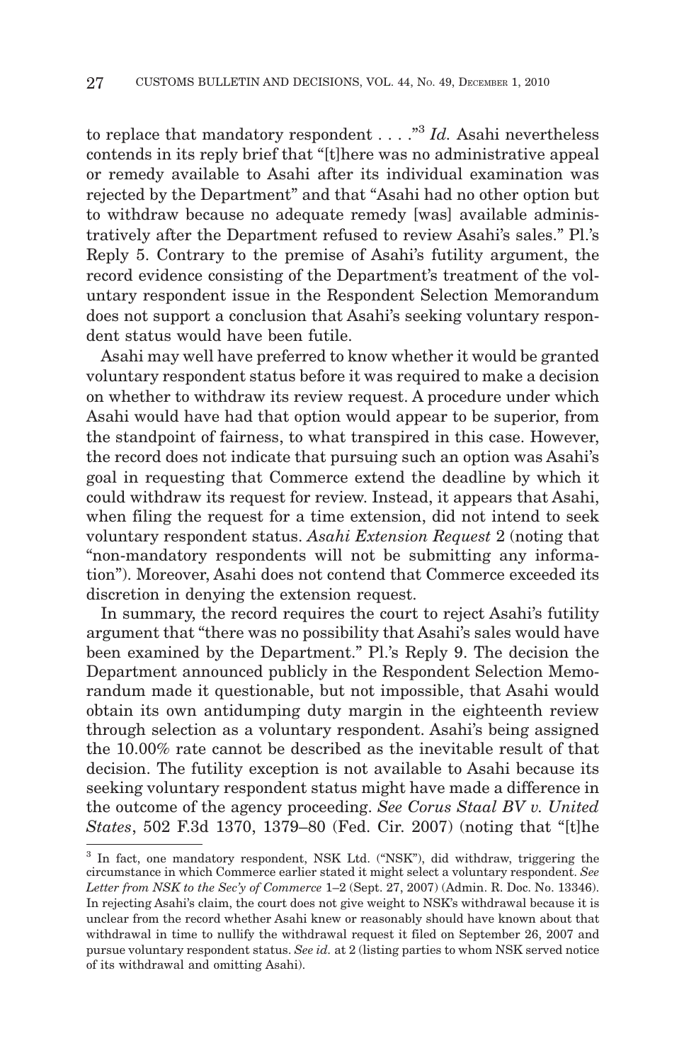to replace that mandatory respondent . . . ."[3] *Id.* Asahi nevertheless contends in its reply brief that "[t]here was no administrative appeal or remedy available to Asahi after its individual examination was rejected by the Department" and that "Asahi had no other option but to withdraw because no adequate remedy [was] available administratively after the Department refused to review Asahi's sales." Pl.'s Reply 5. Contrary to the premise of Asahi's futility argument, the record evidence consisting of the Department's treatment of the voluntary respondent issue in the Respondent Selection Memorandum does not support a conclusion that Asahi's seeking voluntary respondent status would have been futile.

Asahi may well have preferred to know whether it would be granted voluntary respondent status before it was required to make a decision on whether to withdraw its review request. A procedure under which Asahi would have had that option would appear to be superior, from the standpoint of fairness, to what transpired in this case. However, the record does not indicate that pursuing such an option was Asahi's goal in requesting that Commerce extend the deadline by which it could withdraw its request for review. Instead, it appears that Asahi, when filing the request for a time extension, did not intend to seek voluntary respondent status. *Asahi Extension Request* 2 (noting that "non-mandatory respondents will not be submitting any information"). Moreover, Asahi does not contend that Commerce exceeded its discretion in denying the extension request.

In summary, the record requires the court to reject Asahi's futility argument that "there was no possibility that Asahi's sales would have been examined by the Department." Pl.'s Reply 9. The decision the Department announced publicly in the Respondent Selection Memorandum made it questionable, but not impossible, that Asahi would obtain its own antidumping duty margin in the eighteenth review through selection as a voluntary respondent. Asahi's being assigned the 10.00% rate cannot be described as the inevitable result of that decision. The futility exception is not available to Asahi because its seeking voluntary respondent status might have made a difference in the outcome of the agency proceeding. *See Corus Staal BV v. United States*, 502 F.3d 1370, 1379–80 (Fed. Cir. 2007) (noting that "[t]he

[3] In fact, one mandatory respondent, NSK Ltd. ("NSK"), did withdraw, triggering the circumstance in which Commerce earlier stated it might select a voluntary respondent. *See Letter from NSK to the Sec'y of Commerce* 1–2 (Sept. 27, 2007) (Admin. R. Doc. No. 13346). In rejecting Asahi's claim, the court does not give weight to NSK's withdrawal because it is unclear from the record whether Asahi knew or reasonably should have known about that withdrawal in time to nullify the withdrawal request it filed on September 26, 2007 and pursue voluntary respondent status. *See id.* at 2 (listing parties to whom NSK served notice of its withdrawal and omitting Asahi).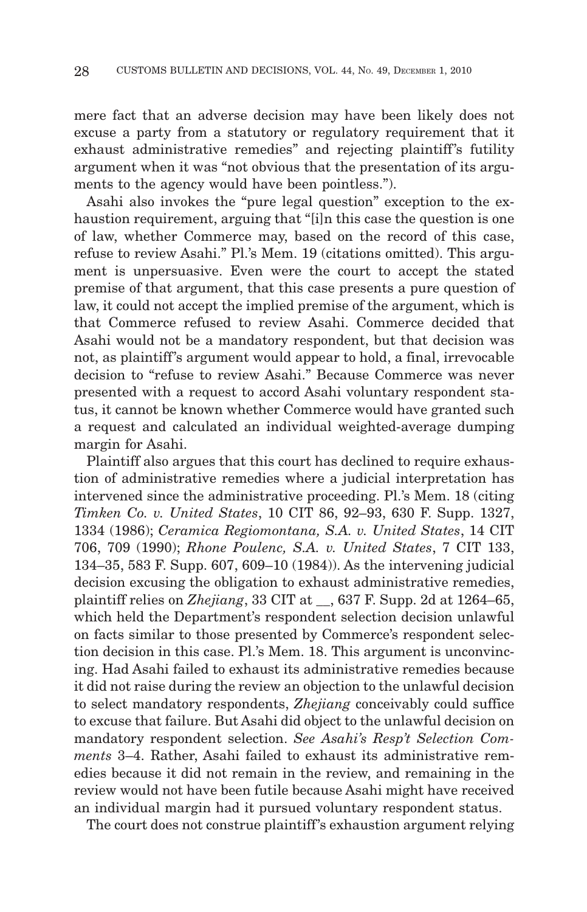mere fact that an adverse decision may have been likely does not excuse a party from a statutory or regulatory requirement that it exhaust administrative remedies" and rejecting plaintiff's futility argument when it was "not obvious that the presentation of its arguments to the agency would have been pointless.").

Asahi also invokes the "pure legal question" exception to the exhaustion requirement, arguing that "[i]n this case the question is one of law, whether Commerce may, based on the record of this case, refuse to review Asahi." Pl.'s Mem. 19 (citations omitted). This argument is unpersuasive. Even were the court to accept the stated premise of that argument, that this case presents a pure question of law, it could not accept the implied premise of the argument, which is that Commerce refused to review Asahi. Commerce decided that Asahi would not be a mandatory respondent, but that decision was not, as plaintiff's argument would appear to hold, a final, irrevocable decision to "refuse to review Asahi." Because Commerce was never presented with a request to accord Asahi voluntary respondent status, it cannot be known whether Commerce would have granted such a request and calculated an individual weighted-average dumping margin for Asahi.

Plaintiff also argues that this court has declined to require exhaustion of administrative remedies where a judicial interpretation has intervened since the administrative proceeding. Pl.'s Mem. 18 (citing *Timken Co. v. United States*, 10 CIT 86, 92–93, 630 F. Supp. 1327, 1334 (1986); *Ceramica Regiomontana, S.A. v. United States*, 14 CIT 706, 709 (1990); *Rhone Poulenc, S.A. v. United States*, 7 CIT 133, 134–35, 583 F. Supp. 607, 609–10 (1984)). As the intervening judicial decision excusing the obligation to exhaust administrative remedies, plaintiff relies on *Zhejiang*, 33 CIT at __, 637 F. Supp. 2d at 1264–65, which held the Department's respondent selection decision unlawful on facts similar to those presented by Commerce's respondent selection decision in this case. Pl.'s Mem. 18. This argument is unconvincing. Had Asahi failed to exhaust its administrative remedies because it did not raise during the review an objection to the unlawful decision to select mandatory respondents, *Zhejiang* conceivably could suffice to excuse that failure. But Asahi did object to the unlawful decision on mandatory respondent selection. *See Asahi's Resp't Selection Comments* 3–4. Rather, Asahi failed to exhaust its administrative remedies because it did not remain in the review, and remaining in the review would not have been futile because Asahi might have received an individual margin had it pursued voluntary respondent status.

The court does not construe plaintiff's exhaustion argument relying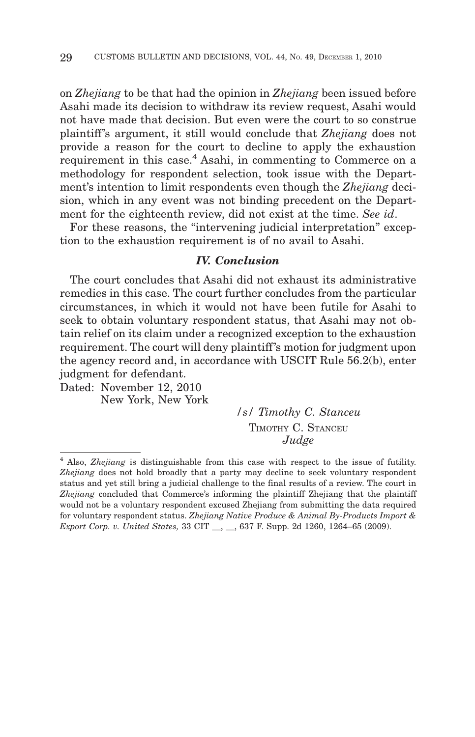on *Zhejiang* to be that had the opinion in *Zhejiang* been issued before Asahi made its decision to withdraw its review request, Asahi would not have made that decision. But even were the court to so construe plaintiff's argument, it still would conclude that *Zhejiang* does not provide a reason for the court to decline to apply the exhaustion requirement in this case.[4] Asahi, in commenting to Commerce on a methodology for respondent selection, took issue with the Department's intention to limit respondents even though the *Zhejiang* decision, which in any event was not binding precedent on the Department for the eighteenth review, did not exist at the time. *See id*.

For these reasons, the "intervening judicial interpretation" exception to the exhaustion requirement is of no avail to Asahi.

### *IV. Conclusion*

The court concludes that Asahi did not exhaust its administrative remedies in this case. The court further concludes from the particular circumstances, in which it would not have been futile for Asahi to seek to obtain voluntary respondent status, that Asahi may not obtain relief on its claim under a recognized exception to the exhaustion requirement. The court will deny plaintiff's motion for judgment upon the agency record and, in accordance with USCIT Rule 56.2(b), enter judgment for defendant.

Dated: November 12, 2010
New York, New York

/s/ *Timothy C. Stanceu*
TIMOTHY C. STANCEU
*Judge*

---

[4] Also, *Zhejiang* is distinguishable from this case with respect to the issue of futility. *Zhejiang* does not hold broadly that a party may decline to seek voluntary respondent status and yet still bring a judicial challenge to the final results of a review. The court in *Zhejiang* concluded that Commerce's informing the plaintiff Zhejiang that the plaintiff would not be a voluntary respondent excused Zhejiang from submitting the data required for voluntary respondent status. *Zhejiang Native Produce & Animal By-Products Import & Export Corp. v. United States,* 33 CIT __, __, 637 F. Supp. 2d 1260, 1264–65 (2009).